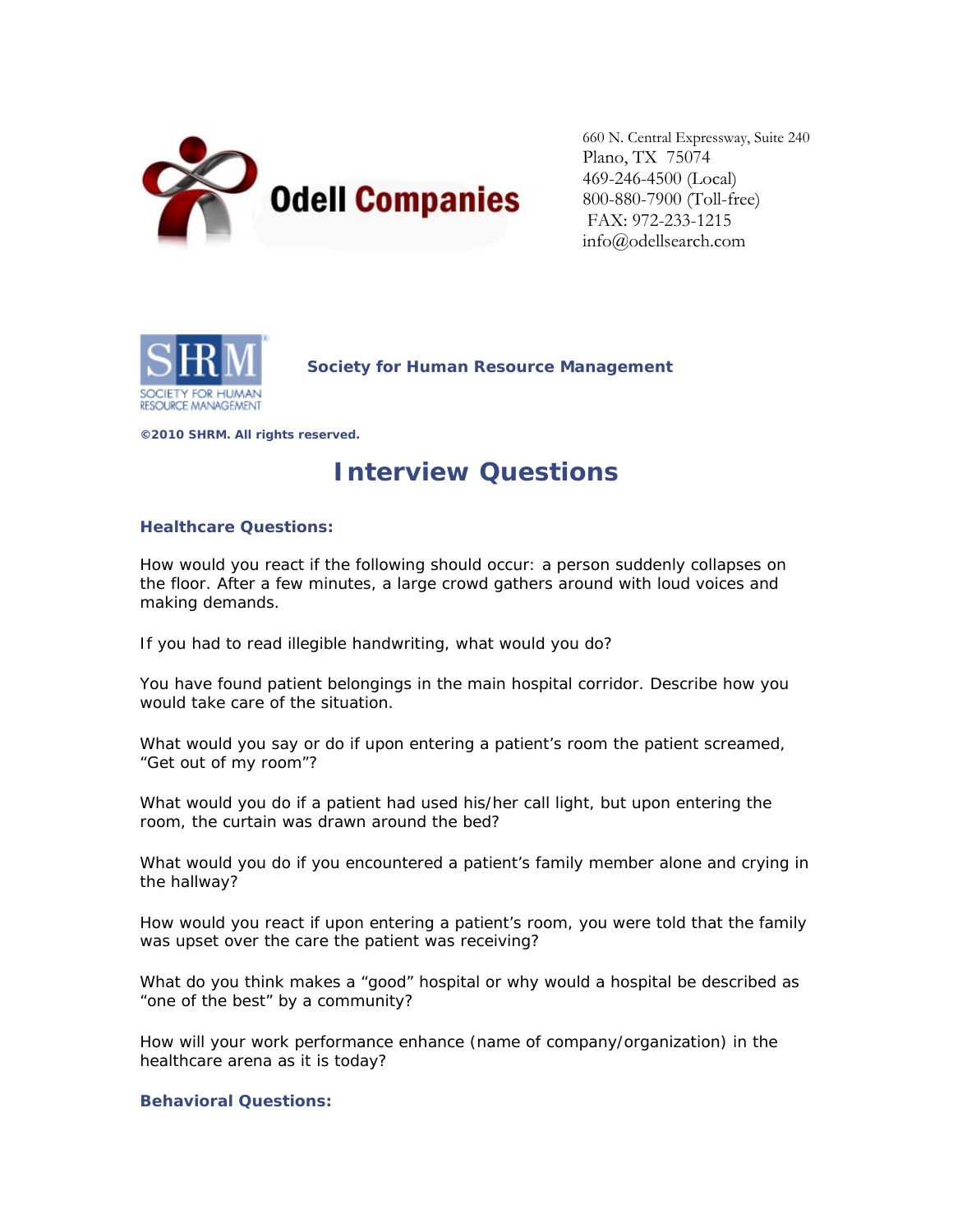Odell Companies

660 N. Central Expressway, Suite 240
Plano, TX 75074
469-246-4500 (Local)
800-880-7900 (Toll-free)
FAX: 972-233-1215
info@odellsearch.com

**Society for Human Resource Management**

**©2010 SHRM. All rights reserved.**

# Interview Questions

### Healthcare Questions:

How would you react if the following should occur: a person suddenly collapses on the floor. After a few minutes, a large crowd gathers around with loud voices and making demands.

If you had to read illegible handwriting, what would you do?

You have found patient belongings in the main hospital corridor. Describe how you would take care of the situation.

What would you say or do if upon entering a patient's room the patient screamed, "Get out of my room"?

What would you do if a patient had used his/her call light, but upon entering the room, the curtain was drawn around the bed?

What would you do if you encountered a patient's family member alone and crying in the hallway?

How would you react if upon entering a patient's room, you were told that the family was upset over the care the patient was receiving?

What do you think makes a "good" hospital or why would a hospital be described as "one of the best" by a community?

How will your work performance enhance (name of company/organization) in the healthcare arena as it is today?

### Behavioral Questions: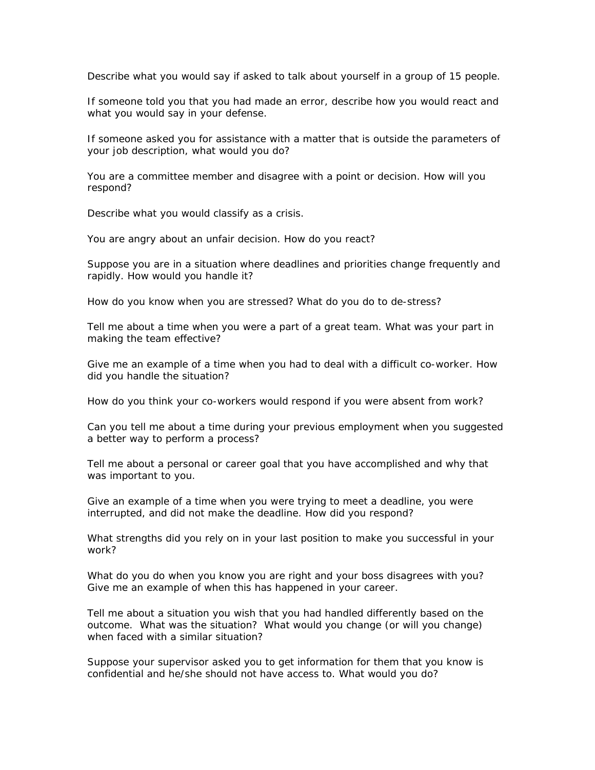Describe what you would say if asked to talk about yourself in a group of 15 people.

If someone told you that you had made an error, describe how you would react and what you would say in your defense.

If someone asked you for assistance with a matter that is outside the parameters of your job description, what would you do?

You are a committee member and disagree with a point or decision. How will you respond?

Describe what you would classify as a crisis.

You are angry about an unfair decision. How do you react?

Suppose you are in a situation where deadlines and priorities change frequently and rapidly. How would you handle it?

How do you know when you are stressed? What do you do to de-stress?

Tell me about a time when you were a part of a great team. What was your part in making the team effective?

Give me an example of a time when you had to deal with a difficult co-worker. How did you handle the situation?

How do you think your co-workers would respond if you were absent from work?

Can you tell me about a time during your previous employment when you suggested a better way to perform a process?

Tell me about a personal or career goal that you have accomplished and why that was important to you.

Give an example of a time when you were trying to meet a deadline, you were interrupted, and did not make the deadline. How did you respond?

What strengths did you rely on in your last position to make you successful in your work?

What do you do when you know you are right and your boss disagrees with you? Give me an example of when this has happened in your career.

Tell me about a situation you wish that you had handled differently based on the outcome. What was the situation? What would you change (or will you change) when faced with a similar situation?

Suppose your supervisor asked you to get information for them that you know is confidential and he/she should not have access to. What would you do?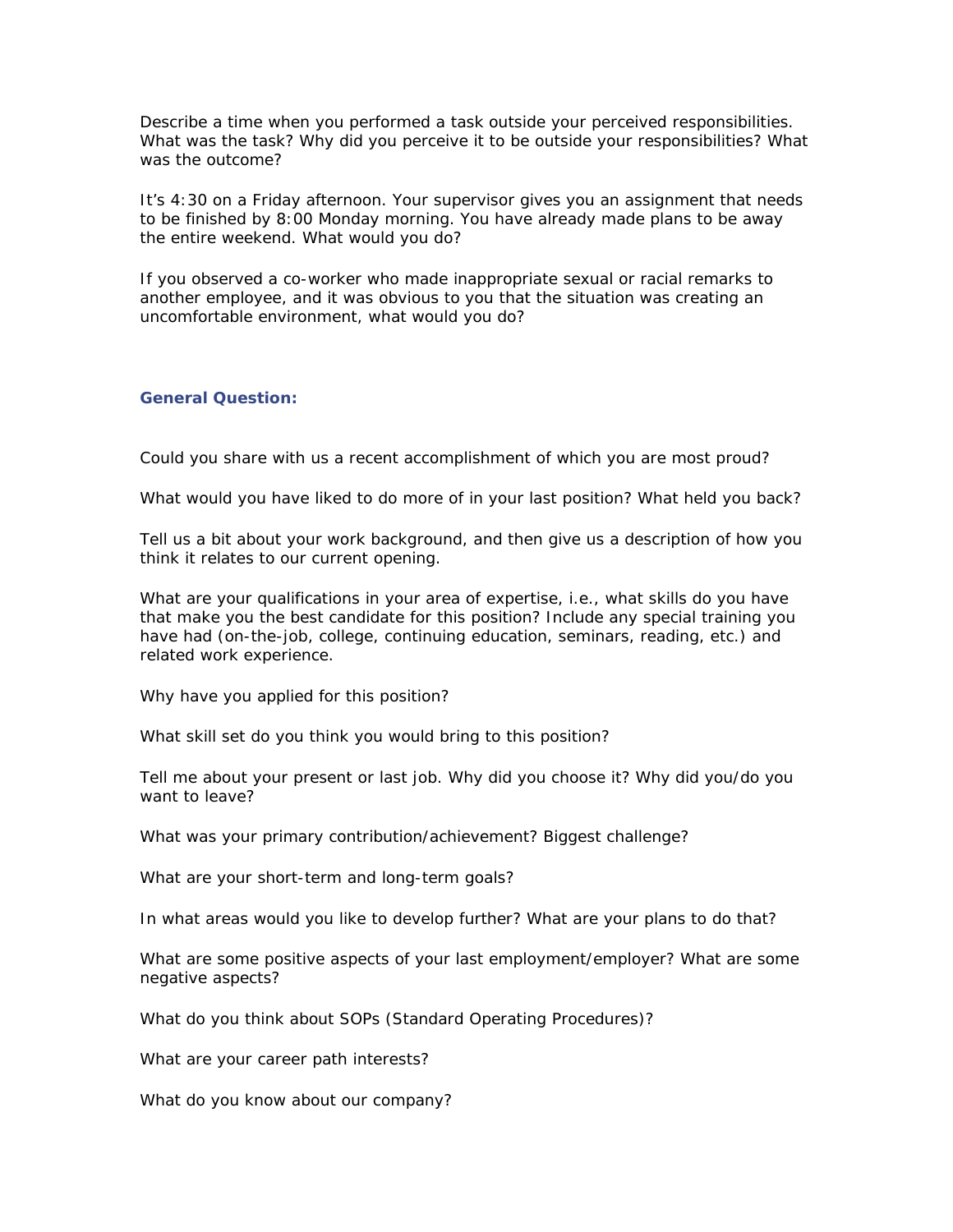Describe a time when you performed a task outside your perceived responsibilities. What was the task? Why did you perceive it to be outside your responsibilities? What was the outcome?

It's 4:30 on a Friday afternoon. Your supervisor gives you an assignment that needs to be finished by 8:00 Monday morning. You have already made plans to be away the entire weekend. What would you do?

If you observed a co-worker who made inappropriate sexual or racial remarks to another employee, and it was obvious to you that the situation was creating an uncomfortable environment, what would you do?

### General Question:

Could you share with us a recent accomplishment of which you are most proud?

What would you have liked to do more of in your last position? What held you back?

Tell us a bit about your work background, and then give us a description of how you think it relates to our current opening.

What are your qualifications in your area of expertise, i.e., what skills do you have that make you the best candidate for this position? Include any special training you have had (on-the-job, college, continuing education, seminars, reading, etc.) and related work experience.

Why have you applied for this position?

What skill set do you think you would bring to this position?

Tell me about your present or last job. Why did you choose it? Why did you/do you want to leave?

What was your primary contribution/achievement? Biggest challenge?

What are your short-term and long-term goals?

In what areas would you like to develop further? What are your plans to do that?

What are some positive aspects of your last employment/employer? What are some negative aspects?

What do you think about SOPs (Standard Operating Procedures)?

What are your career path interests?

What do you know about our company?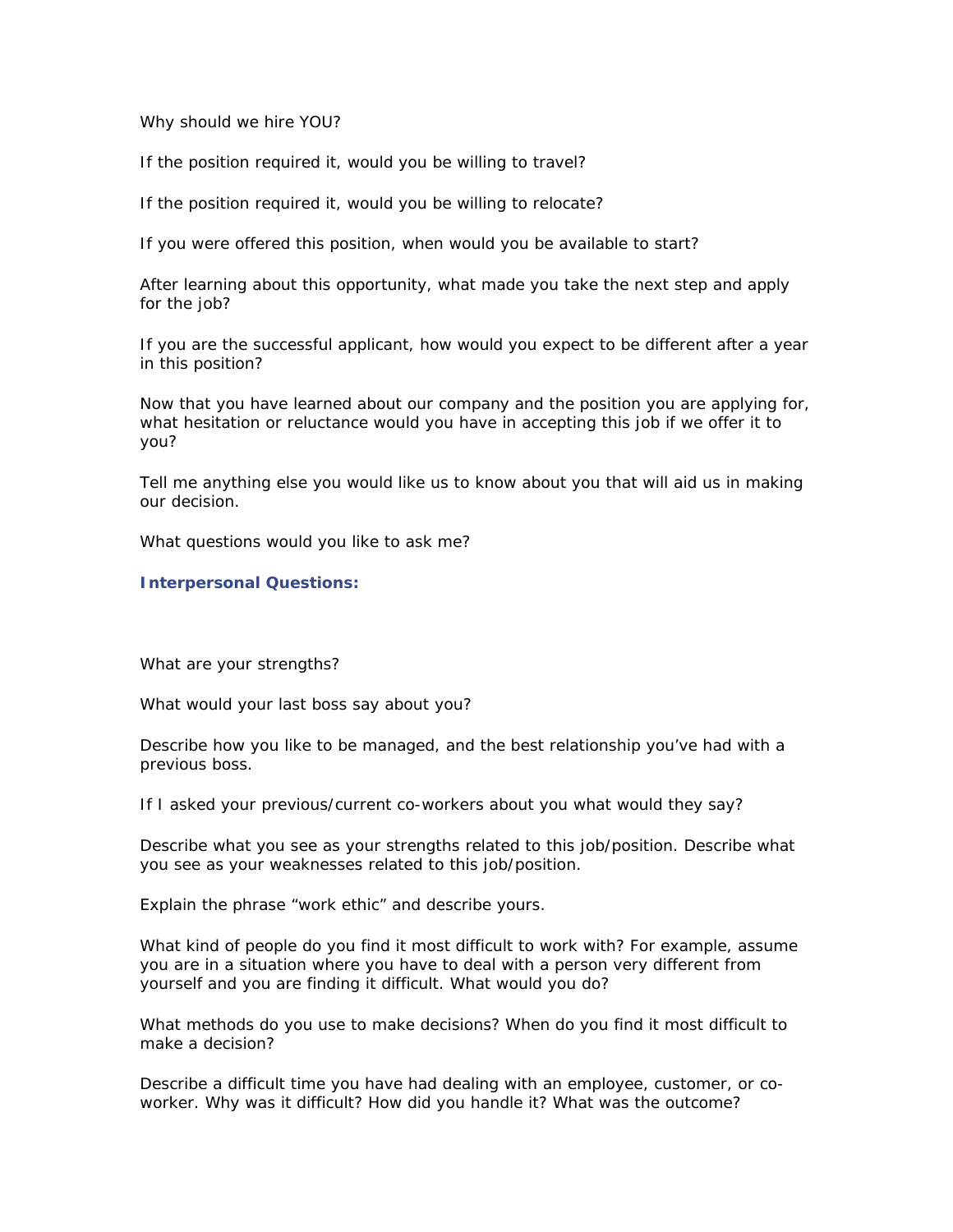Why should we hire YOU?

If the position required it, would you be willing to travel?

If the position required it, would you be willing to relocate?

If you were offered this position, when would you be available to start?

After learning about this opportunity, what made you take the next step and apply for the job?

If you are the successful applicant, how would you expect to be different after a year in this position?

Now that you have learned about our company and the position you are applying for, what hesitation or reluctance would you have in accepting this job if we offer it to you?

Tell me anything else you would like us to know about you that will aid us in making our decision.

What questions would you like to ask me?

**Interpersonal Questions:**

What are your strengths?

What would your last boss say about you?

Describe how you like to be managed, and the best relationship you've had with a previous boss.

If I asked your previous/current co-workers about you what would they say?

Describe what you see as your strengths related to this job/position. Describe what you see as your weaknesses related to this job/position.

Explain the phrase "work ethic" and describe yours.

What kind of people do you find it most difficult to work with? For example, assume you are in a situation where you have to deal with a person very different from yourself and you are finding it difficult. What would you do?

What methods do you use to make decisions? When do you find it most difficult to make a decision?

Describe a difficult time you have had dealing with an employee, customer, or co-worker. Why was it difficult? How did you handle it? What was the outcome?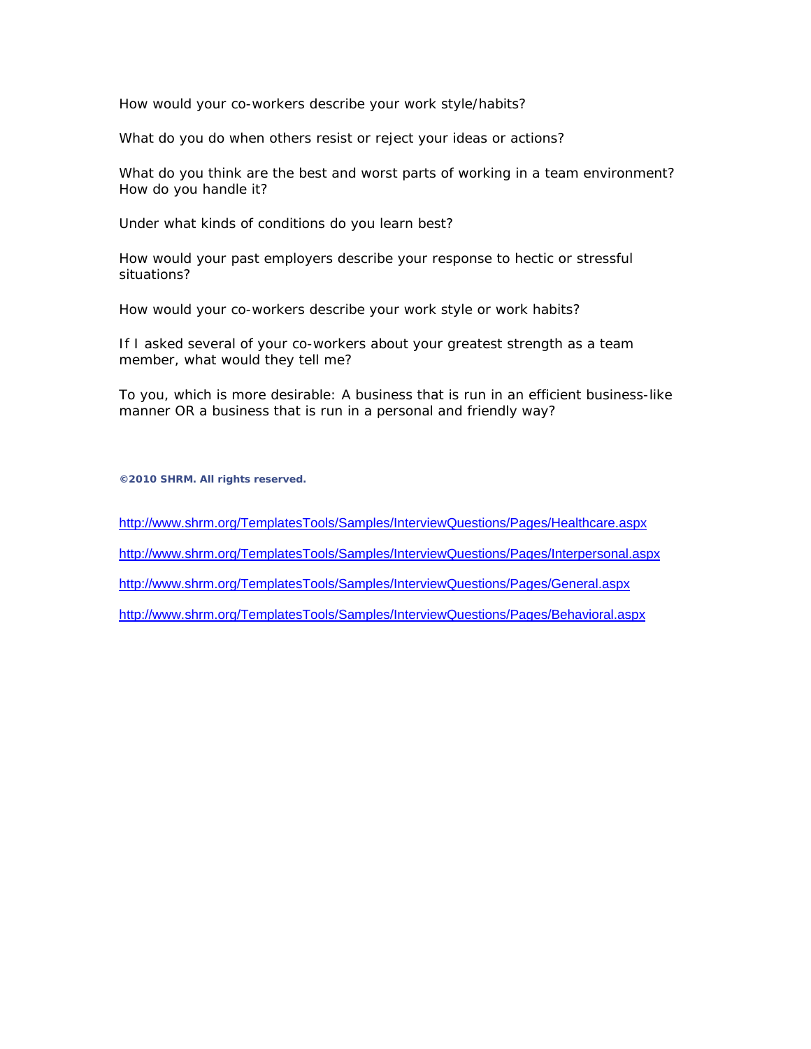How would your co-workers describe your work style/habits?

What do you do when others resist or reject your ideas or actions?

What do you think are the best and worst parts of working in a team environment? How do you handle it?

Under what kinds of conditions do you learn best?

How would your past employers describe your response to hectic or stressful situations?

How would your co-workers describe your work style or work habits?

If I asked several of your co-workers about your greatest strength as a team member, what would they tell me?

To you, which is more desirable: A business that is run in an efficient business-like manner OR a business that is run in a personal and friendly way?

**©2010 SHRM. All rights reserved.**

http://www.shrm.org/TemplatesTools/Samples/InterviewQuestions/Pages/Healthcare.aspx

http://www.shrm.org/TemplatesTools/Samples/InterviewQuestions/Pages/Interpersonal.aspx

http://www.shrm.org/TemplatesTools/Samples/InterviewQuestions/Pages/General.aspx

http://www.shrm.org/TemplatesTools/Samples/InterviewQuestions/Pages/Behavioral.aspx